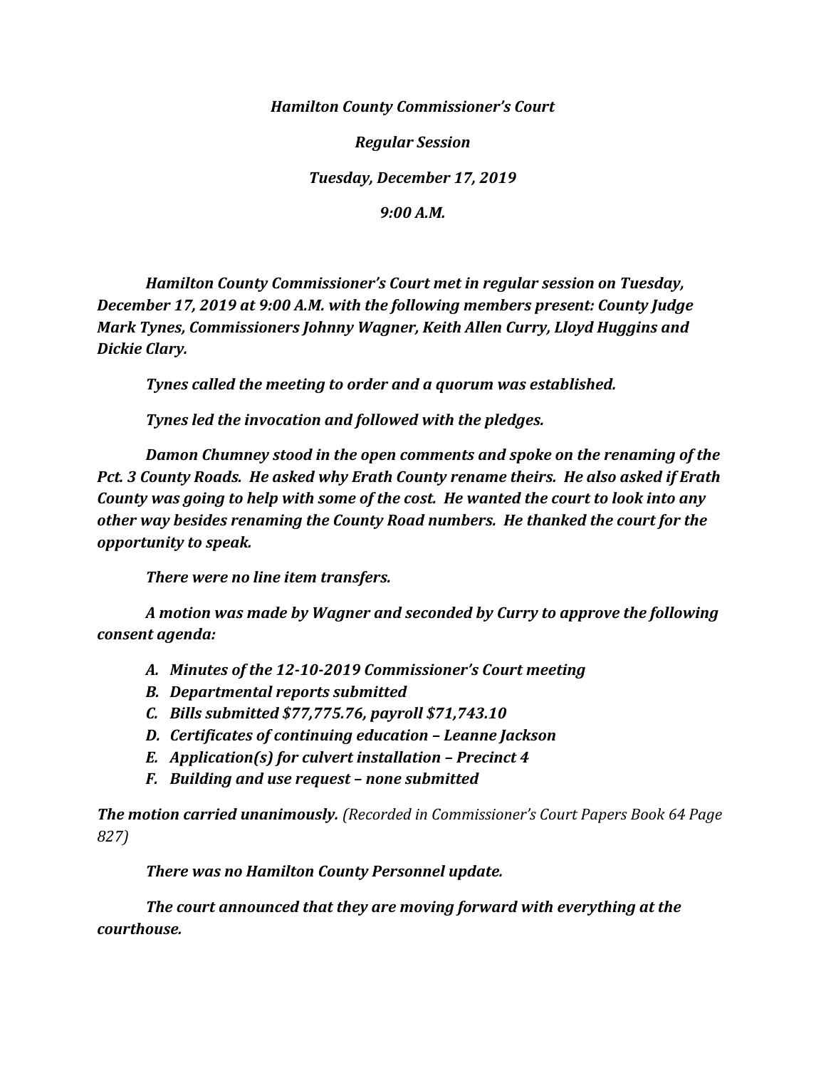***Hamilton County Commissioner's Court***

***Regular Session***

***Tuesday, December 17, 2019***

***9:00 A.M.***

***Hamilton County Commissioner's Court met in regular session on Tuesday, December 17, 2019 at 9:00 A.M. with the following members present: County Judge Mark Tynes, Commissioners Johnny Wagner, Keith Allen Curry, Lloyd Huggins and Dickie Clary.***

***Tynes called the meeting to order and a quorum was established.***

***Tynes led the invocation and followed with the pledges.***

***Damon Chumney stood in the open comments and spoke on the renaming of the Pct. 3 County Roads. He asked why Erath County rename theirs. He also asked if Erath County was going to help with some of the cost. He wanted the court to look into any other way besides renaming the County Road numbers. He thanked the court for the opportunity to speak.***

***There were no line item transfers.***

***A motion was made by Wagner and seconded by Curry to approve the following consent agenda:***

- ***A. Minutes of the 12-10-2019 Commissioner's Court meeting***
- ***B. Departmental reports submitted***
- ***C. Bills submitted $77,775.76, payroll $71,743.10***
- ***D. Certificates of continuing education – Leanne Jackson***
- ***E. Application(s) for culvert installation – Precinct 4***
- ***F. Building and use request – none submitted***

***The motion carried unanimously.*** *(Recorded in Commissioner's Court Papers Book 64 Page 827)*

***There was no Hamilton County Personnel update.***

***The court announced that they are moving forward with everything at the courthouse.***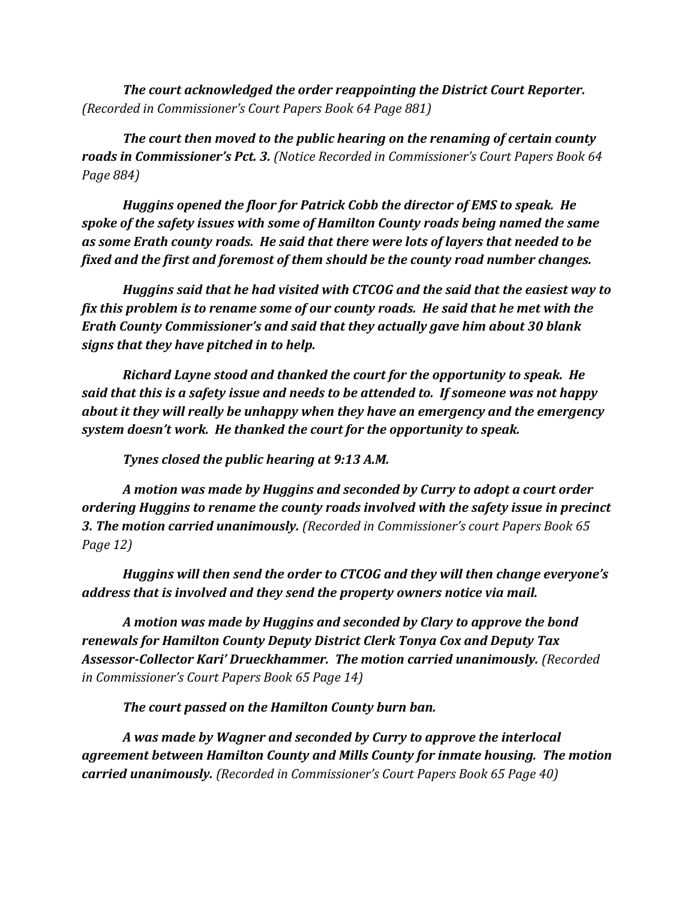***The court acknowledged the order reappointing the District Court Reporter.*** *(Recorded in Commissioner's Court Papers Book 64 Page 881)*

***The court then moved to the public hearing on the renaming of certain county roads in Commissioner's Pct. 3.*** *(Notice Recorded in Commissioner's Court Papers Book 64 Page 884)*

***Huggins opened the floor for Patrick Cobb the director of EMS to speak. He spoke of the safety issues with some of Hamilton County roads being named the same as some Erath county roads. He said that there were lots of layers that needed to be fixed and the first and foremost of them should be the county road number changes.***

***Huggins said that he had visited with CTCOG and the said that the easiest way to fix this problem is to rename some of our county roads. He said that he met with the Erath County Commissioner's and said that they actually gave him about 30 blank signs that they have pitched in to help.***

***Richard Layne stood and thanked the court for the opportunity to speak. He said that this is a safety issue and needs to be attended to. If someone was not happy about it they will really be unhappy when they have an emergency and the emergency system doesn't work. He thanked the court for the opportunity to speak.***

***Tynes closed the public hearing at 9:13 A.M.***

***A motion was made by Huggins and seconded by Curry to adopt a court order ordering Huggins to rename the county roads involved with the safety issue in precinct 3. The motion carried unanimously.*** *(Recorded in Commissioner's court Papers Book 65 Page 12)*

***Huggins will then send the order to CTCOG and they will then change everyone's address that is involved and they send the property owners notice via mail.***

***A motion was made by Huggins and seconded by Clary to approve the bond renewals for Hamilton County Deputy District Clerk Tonya Cox and Deputy Tax Assessor-Collector Kari' Drueckhammer. The motion carried unanimously.*** *(Recorded in Commissioner's Court Papers Book 65 Page 14)*

***The court passed on the Hamilton County burn ban.***

***A was made by Wagner and seconded by Curry to approve the interlocal agreement between Hamilton County and Mills County for inmate housing. The motion carried unanimously.*** *(Recorded in Commissioner's Court Papers Book 65 Page 40)*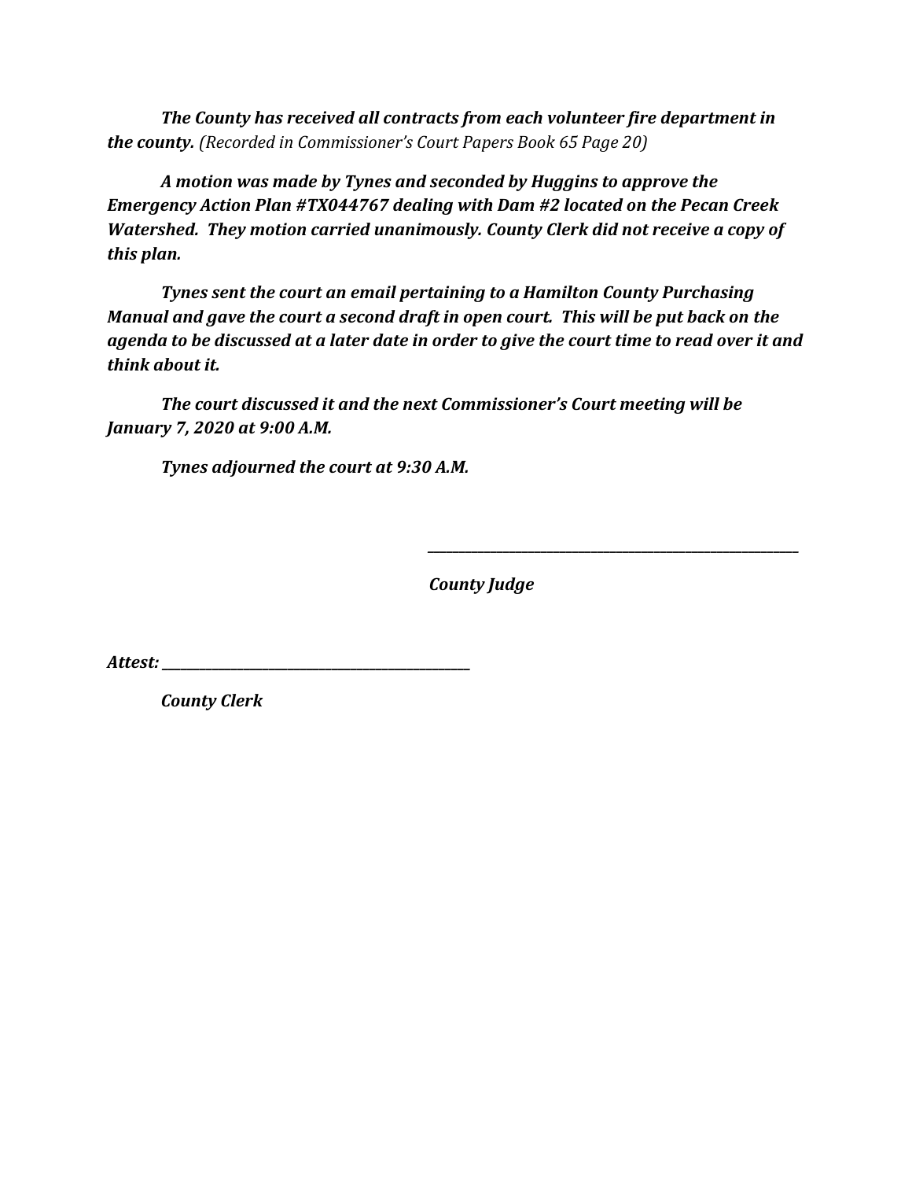***The County has received all contracts from each volunteer fire department in the county.*** *(Recorded in Commissioner's Court Papers Book 65 Page 20)*

***A motion was made by Tynes and seconded by Huggins to approve the Emergency Action Plan #TX044767 dealing with Dam #2 located on the Pecan Creek Watershed. They motion carried unanimously. County Clerk did not receive a copy of this plan.***

***Tynes sent the court an email pertaining to a Hamilton County Purchasing Manual and gave the court a second draft in open court. This will be put back on the agenda to be discussed at a later date in order to give the court time to read over it and think about it.***

***The court discussed it and the next Commissioner's Court meeting will be January 7, 2020 at 9:00 A.M.***

***Tynes adjourned the court at 9:30 A.M.***

______________________________

***County Judge***

***Attest:*** ______________________________

***County Clerk***